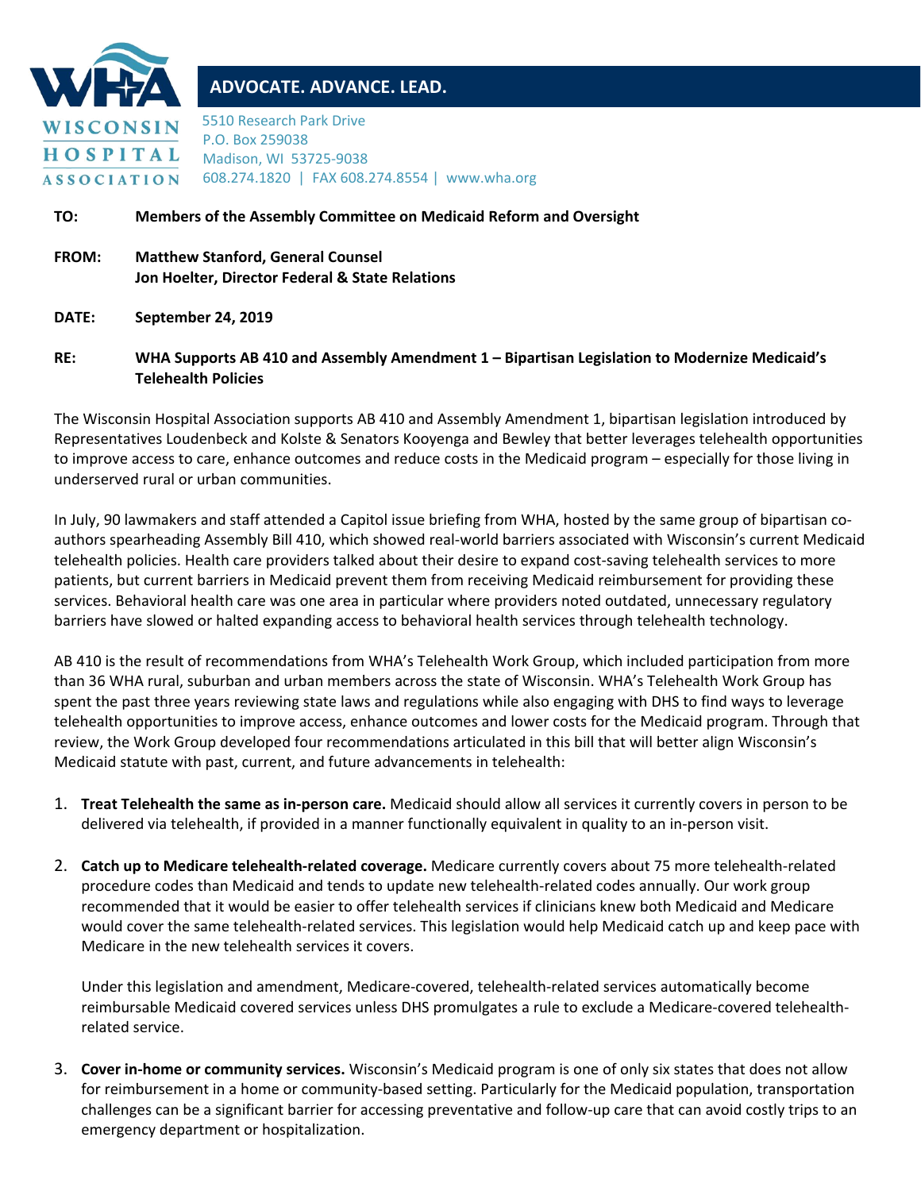**WISCONSIN HOSPITAL ASSOCIATION**

**ADVOCATE. ADVANCE. LEAD.**

5510 Research Park Drive
P.O. Box 259038
Madison, WI 53725-9038
608.274.1820 | FAX 608.274.8554 | www.wha.org

**TO:** **Members of the Assembly Committee on Medicaid Reform and Oversight**

**FROM:** **Matthew Stanford, General Counsel**
**Jon Hoelter, Director Federal & State Relations**

**DATE:** **September 24, 2019**

**RE:** **WHA Supports AB 410 and Assembly Amendment 1 – Bipartisan Legislation to Modernize Medicaid's Telehealth Policies**

The Wisconsin Hospital Association supports AB 410 and Assembly Amendment 1, bipartisan legislation introduced by Representatives Loudenbeck and Kolste & Senators Kooyenga and Bewley that better leverages telehealth opportunities to improve access to care, enhance outcomes and reduce costs in the Medicaid program – especially for those living in underserved rural or urban communities.

In July, 90 lawmakers and staff attended a Capitol issue briefing from WHA, hosted by the same group of bipartisan co-authors spearheading Assembly Bill 410, which showed real-world barriers associated with Wisconsin's current Medicaid telehealth policies. Health care providers talked about their desire to expand cost-saving telehealth services to more patients, but current barriers in Medicaid prevent them from receiving Medicaid reimbursement for providing these services. Behavioral health care was one area in particular where providers noted outdated, unnecessary regulatory barriers have slowed or halted expanding access to behavioral health services through telehealth technology.

AB 410 is the result of recommendations from WHA's Telehealth Work Group, which included participation from more than 36 WHA rural, suburban and urban members across the state of Wisconsin. WHA's Telehealth Work Group has spent the past three years reviewing state laws and regulations while also engaging with DHS to find ways to leverage telehealth opportunities to improve access, enhance outcomes and lower costs for the Medicaid program. Through that review, the Work Group developed four recommendations articulated in this bill that will better align Wisconsin's Medicaid statute with past, current, and future advancements in telehealth:

1. **Treat Telehealth the same as in-person care.** Medicaid should allow all services it currently covers in person to be delivered via telehealth, if provided in a manner functionally equivalent in quality to an in-person visit.

2. **Catch up to Medicare telehealth-related coverage.** Medicare currently covers about 75 more telehealth-related procedure codes than Medicaid and tends to update new telehealth-related codes annually. Our work group recommended that it would be easier to offer telehealth services if clinicians knew both Medicaid and Medicare would cover the same telehealth-related services. This legislation would help Medicaid catch up and keep pace with Medicare in the new telehealth services it covers.

   Under this legislation and amendment, Medicare-covered, telehealth-related services automatically become reimbursable Medicaid covered services unless DHS promulgates a rule to exclude a Medicare-covered telehealth-related service.

3. **Cover in-home or community services.** Wisconsin's Medicaid program is one of only six states that does not allow for reimbursement in a home or community-based setting. Particularly for the Medicaid population, transportation challenges can be a significant barrier for accessing preventative and follow-up care that can avoid costly trips to an emergency department or hospitalization.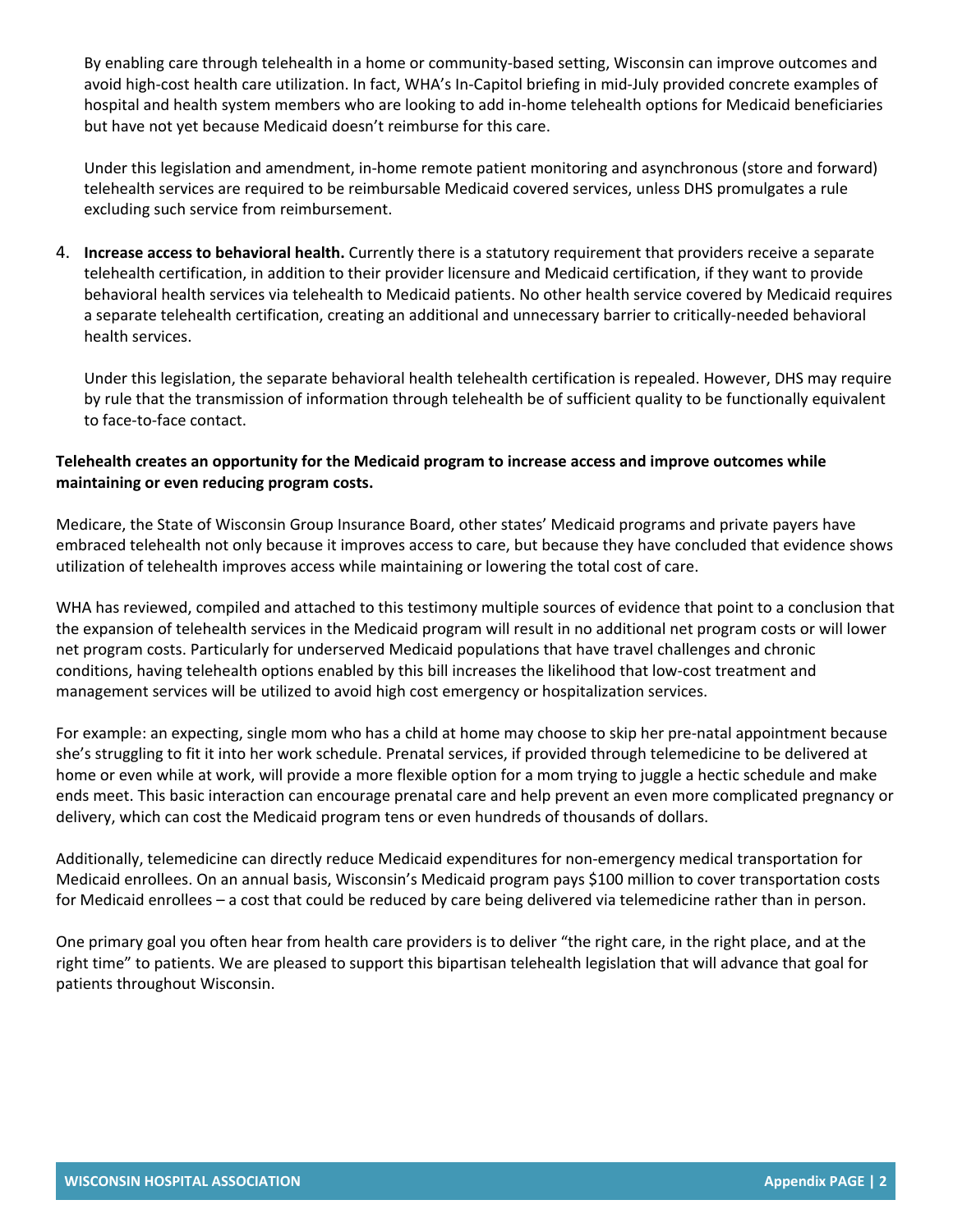By enabling care through telehealth in a home or community-based setting, Wisconsin can improve outcomes and avoid high-cost health care utilization. In fact, WHA's In-Capitol briefing in mid-July provided concrete examples of hospital and health system members who are looking to add in-home telehealth options for Medicaid beneficiaries but have not yet because Medicaid doesn't reimburse for this care.

Under this legislation and amendment, in-home remote patient monitoring and asynchronous (store and forward) telehealth services are required to be reimbursable Medicaid covered services, unless DHS promulgates a rule excluding such service from reimbursement.

4. **Increase access to behavioral health.** Currently there is a statutory requirement that providers receive a separate telehealth certification, in addition to their provider licensure and Medicaid certification, if they want to provide behavioral health services via telehealth to Medicaid patients. No other health service covered by Medicaid requires a separate telehealth certification, creating an additional and unnecessary barrier to critically-needed behavioral health services.

   Under this legislation, the separate behavioral health telehealth certification is repealed. However, DHS may require by rule that the transmission of information through telehealth be of sufficient quality to be functionally equivalent to face-to-face contact.

**Telehealth creates an opportunity for the Medicaid program to increase access and improve outcomes while maintaining or even reducing program costs.**

Medicare, the State of Wisconsin Group Insurance Board, other states' Medicaid programs and private payers have embraced telehealth not only because it improves access to care, but because they have concluded that evidence shows utilization of telehealth improves access while maintaining or lowering the total cost of care.

WHA has reviewed, compiled and attached to this testimony multiple sources of evidence that point to a conclusion that the expansion of telehealth services in the Medicaid program will result in no additional net program costs or will lower net program costs. Particularly for underserved Medicaid populations that have travel challenges and chronic conditions, having telehealth options enabled by this bill increases the likelihood that low-cost treatment and management services will be utilized to avoid high cost emergency or hospitalization services.

For example: an expecting, single mom who has a child at home may choose to skip her pre-natal appointment because she's struggling to fit it into her work schedule. Prenatal services, if provided through telemedicine to be delivered at home or even while at work, will provide a more flexible option for a mom trying to juggle a hectic schedule and make ends meet. This basic interaction can encourage prenatal care and help prevent an even more complicated pregnancy or delivery, which can cost the Medicaid program tens or even hundreds of thousands of dollars.

Additionally, telemedicine can directly reduce Medicaid expenditures for non-emergency medical transportation for Medicaid enrollees. On an annual basis, Wisconsin's Medicaid program pays $100 million to cover transportation costs for Medicaid enrollees – a cost that could be reduced by care being delivered via telemedicine rather than in person.

One primary goal you often hear from health care providers is to deliver "the right care, in the right place, and at the right time" to patients. We are pleased to support this bipartisan telehealth legislation that will advance that goal for patients throughout Wisconsin.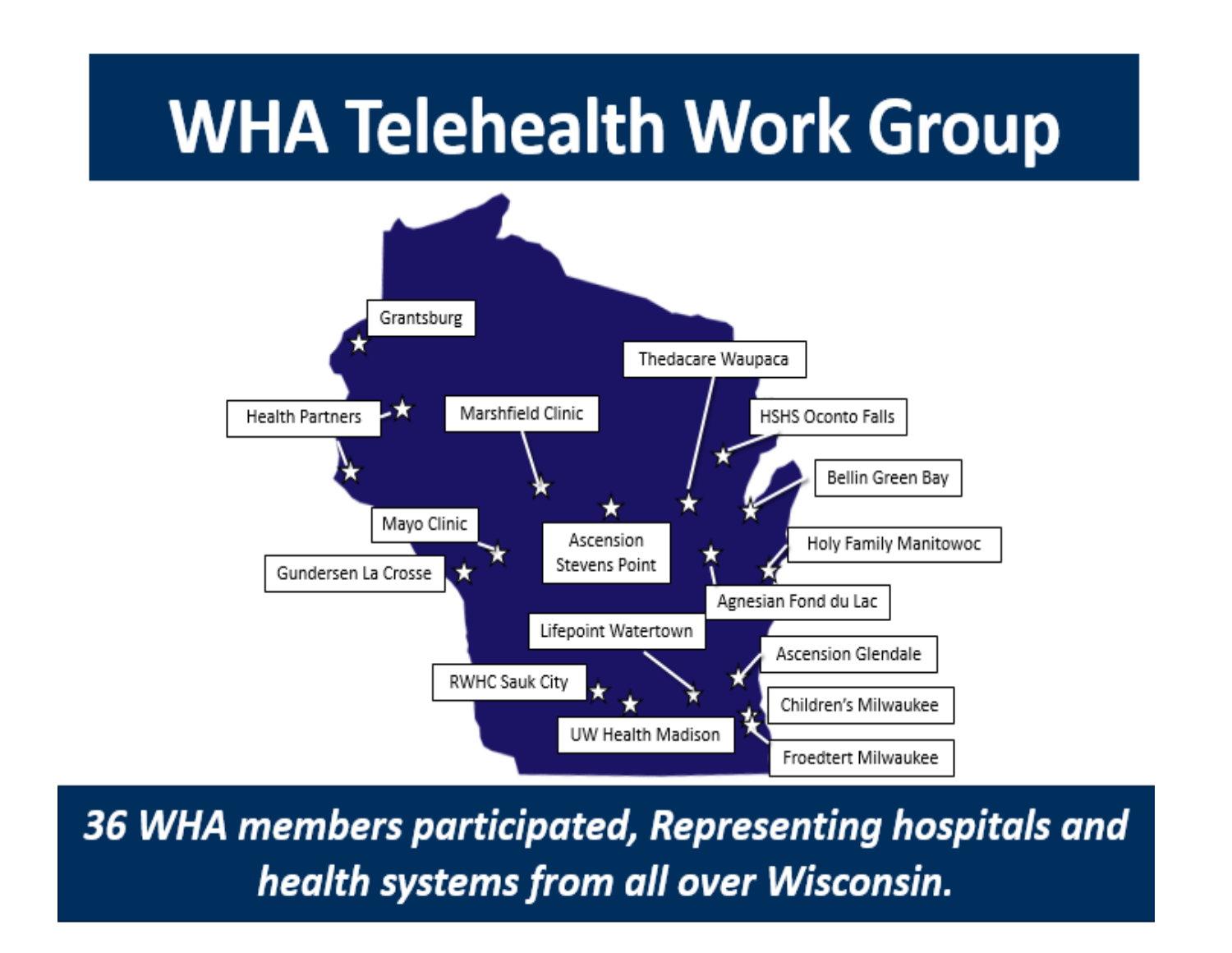# WHA Telehealth Work Group

Grantsburg

Health Partners

Marshfield Clinic

Thedacare Waupaca

HSHS Oconto Falls

Bellin Green Bay

Mayo Clinic

Gundersen La Crosse

Ascension Stevens Point

Holy Family Manitowoc

Agnesian Fond du Lac

Lifepoint Watertown

RWHC Sauk City

Ascension Glendale

Children's Milwaukee

UW Health Madison

Froedtert Milwaukee

***36 WHA members participated, Representing hospitals and health systems from all over Wisconsin.***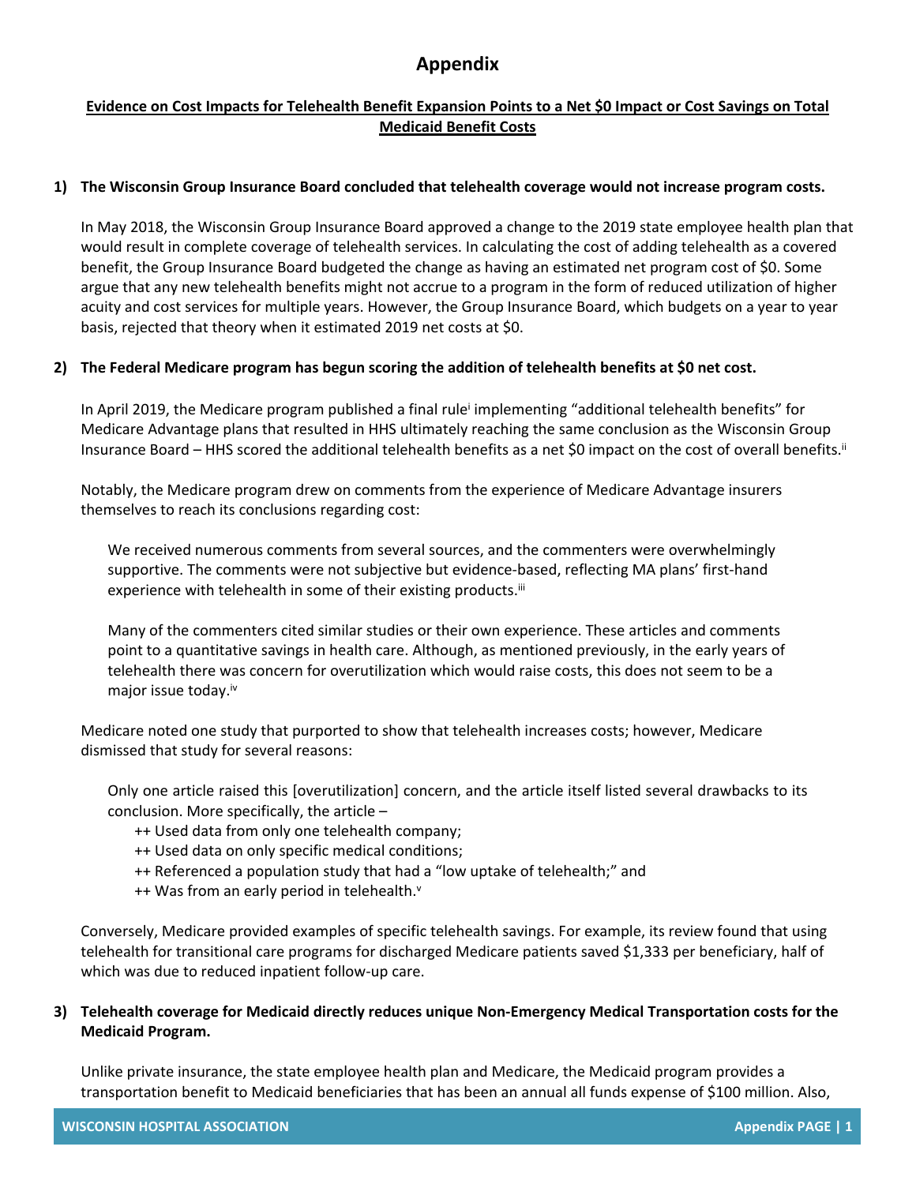# Appendix

**Evidence on Cost Impacts for Telehealth Benefit Expansion Points to a Net $0 Impact or Cost Savings on Total Medicaid Benefit Costs**

1) **The Wisconsin Group Insurance Board concluded that telehealth coverage would not increase program costs.**

   In May 2018, the Wisconsin Group Insurance Board approved a change to the 2019 state employee health plan that would result in complete coverage of telehealth services. In calculating the cost of adding telehealth as a covered benefit, the Group Insurance Board budgeted the change as having an estimated net program cost of $0. Some argue that any new telehealth benefits might not accrue to a program in the form of reduced utilization of higher acuity and cost services for multiple years. However, the Group Insurance Board, which budgets on a year to year basis, rejected that theory when it estimated 2019 net costs at $0.

2) **The Federal Medicare program has begun scoring the addition of telehealth benefits at $0 net cost.**

   In April 2019, the Medicare program published a final rule[i] implementing "additional telehealth benefits" for Medicare Advantage plans that resulted in HHS ultimately reaching the same conclusion as the Wisconsin Group Insurance Board – HHS scored the additional telehealth benefits as a net $0 impact on the cost of overall benefits.[ii]

   Notably, the Medicare program drew on comments from the experience of Medicare Advantage insurers themselves to reach its conclusions regarding cost:

   > We received numerous comments from several sources, and the commenters were overwhelmingly supportive. The comments were not subjective but evidence-based, reflecting MA plans' first-hand experience with telehealth in some of their existing products.[iii]
   >
   > Many of the commenters cited similar studies or their own experience. These articles and comments point to a quantitative savings in health care. Although, as mentioned previously, in the early years of telehealth there was concern for overutilization which would raise costs, this does not seem to be a major issue today.[iv]

   Medicare noted one study that purported to show that telehealth increases costs; however, Medicare dismissed that study for several reasons:

   > Only one article raised this [overutilization] concern, and the article itself listed several drawbacks to its conclusion. More specifically, the article –
   >
   > ++ Used data from only one telehealth company;
   > ++ Used data on only specific medical conditions;
   > ++ Referenced a population study that had a "low uptake of telehealth;" and
   > ++ Was from an early period in telehealth.[v]

   Conversely, Medicare provided examples of specific telehealth savings. For example, its review found that using telehealth for transitional care programs for discharged Medicare patients saved $1,333 per beneficiary, half of which was due to reduced inpatient follow-up care.

3) **Telehealth coverage for Medicaid directly reduces unique Non-Emergency Medical Transportation costs for the Medicaid Program.**

   Unlike private insurance, the state employee health plan and Medicare, the Medicaid program provides a transportation benefit to Medicaid beneficiaries that has been an annual all funds expense of $100 million. Also,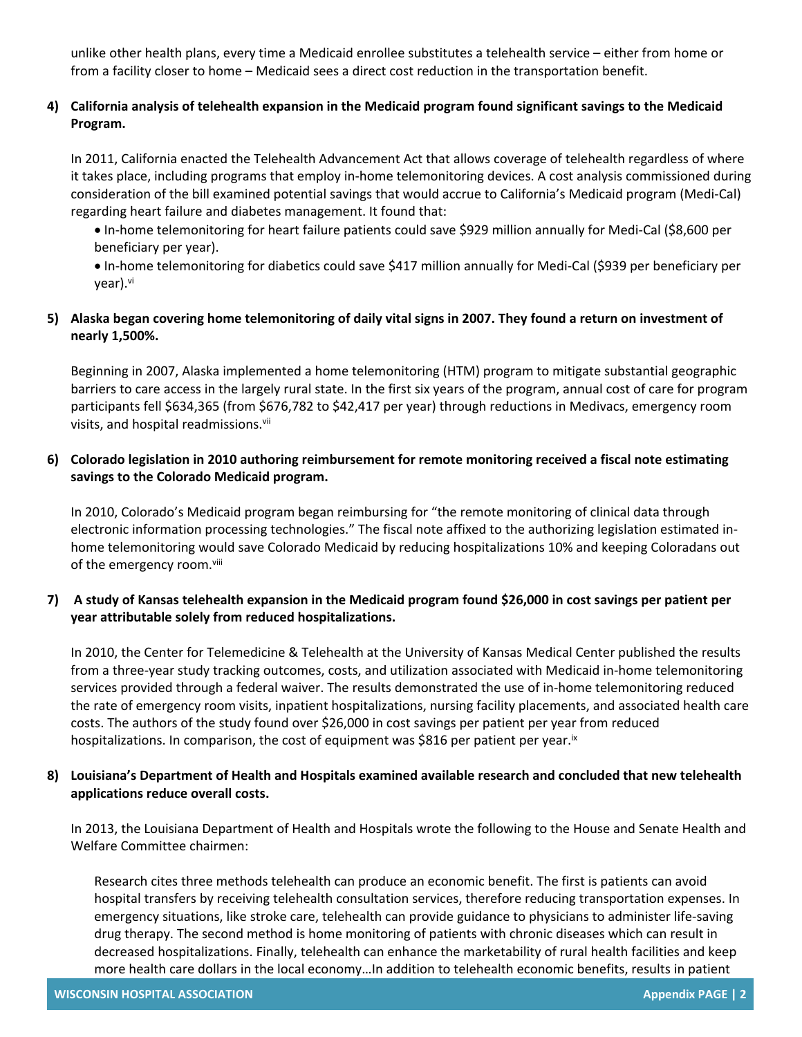unlike other health plans, every time a Medicaid enrollee substitutes a telehealth service – either from home or from a facility closer to home – Medicaid sees a direct cost reduction in the transportation benefit.

4) **California analysis of telehealth expansion in the Medicaid program found significant savings to the Medicaid Program.**

   In 2011, California enacted the Telehealth Advancement Act that allows coverage of telehealth regardless of where it takes place, including programs that employ in-home telemonitoring devices. A cost analysis commissioned during consideration of the bill examined potential savings that would accrue to California's Medicaid program (Medi-Cal) regarding heart failure and diabetes management. It found that:

   - In-home telemonitoring for heart failure patients could save $929 million annually for Medi-Cal ($8,600 per beneficiary per year).
   - In-home telemonitoring for diabetics could save $417 million annually for Medi-Cal ($939 per beneficiary per year).[vi]

5) **Alaska began covering home telemonitoring of daily vital signs in 2007. They found a return on investment of nearly 1,500%.**

   Beginning in 2007, Alaska implemented a home telemonitoring (HTM) program to mitigate substantial geographic barriers to care access in the largely rural state. In the first six years of the program, annual cost of care for program participants fell $634,365 (from $676,782 to $42,417 per year) through reductions in Medivacs, emergency room visits, and hospital readmissions.[vii]

6) **Colorado legislation in 2010 authoring reimbursement for remote monitoring received a fiscal note estimating savings to the Colorado Medicaid program.**

   In 2010, Colorado's Medicaid program began reimbursing for "the remote monitoring of clinical data through electronic information processing technologies." The fiscal note affixed to the authorizing legislation estimated in-home telemonitoring would save Colorado Medicaid by reducing hospitalizations 10% and keeping Coloradans out of the emergency room.[viii]

7) **A study of Kansas telehealth expansion in the Medicaid program found $26,000 in cost savings per patient per year attributable solely from reduced hospitalizations.**

   In 2010, the Center for Telemedicine & Telehealth at the University of Kansas Medical Center published the results from a three-year study tracking outcomes, costs, and utilization associated with Medicaid in-home telemonitoring services provided through a federal waiver. The results demonstrated the use of in-home telemonitoring reduced the rate of emergency room visits, inpatient hospitalizations, nursing facility placements, and associated health care costs. The authors of the study found over $26,000 in cost savings per patient per year from reduced hospitalizations. In comparison, the cost of equipment was $816 per patient per year.[ix]

8) **Louisiana's Department of Health and Hospitals examined available research and concluded that new telehealth applications reduce overall costs.**

   In 2013, the Louisiana Department of Health and Hospitals wrote the following to the House and Senate Health and Welfare Committee chairmen:

   > Research cites three methods telehealth can produce an economic benefit. The first is patients can avoid hospital transfers by receiving telehealth consultation services, therefore reducing transportation expenses. In emergency situations, like stroke care, telehealth can provide guidance to physicians to administer life-saving drug therapy. The second method is home monitoring of patients with chronic diseases which can result in decreased hospitalizations. Finally, telehealth can enhance the marketability of rural health facilities and keep more health care dollars in the local economy…In addition to telehealth economic benefits, results in patient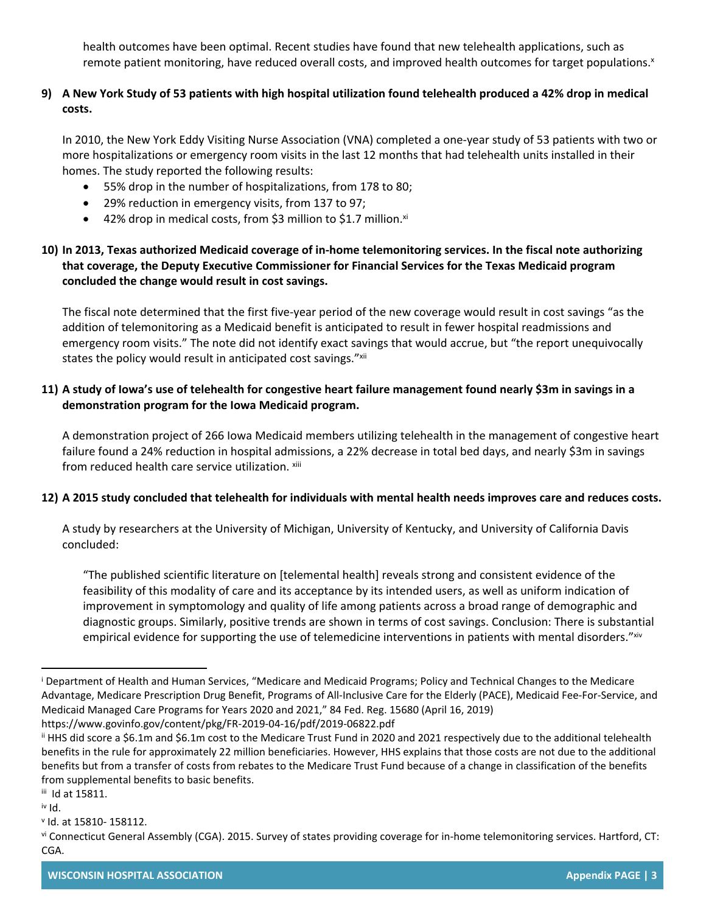health outcomes have been optimal. Recent studies have found that new telehealth applications, such as remote patient monitoring, have reduced overall costs, and improved health outcomes for target populations.[x]

**9) A New York Study of 53 patients with high hospital utilization found telehealth produced a 42% drop in medical costs.**

In 2010, the New York Eddy Visiting Nurse Association (VNA) completed a one-year study of 53 patients with two or more hospitalizations or emergency room visits in the last 12 months that had telehealth units installed in their homes. The study reported the following results:

- 55% drop in the number of hospitalizations, from 178 to 80;
- 29% reduction in emergency visits, from 137 to 97;
- 42% drop in medical costs, from $3 million to $1.7 million.[xi]

**10) In 2013, Texas authorized Medicaid coverage of in-home telemonitoring services. In the fiscal note authorizing that coverage, the Deputy Executive Commissioner for Financial Services for the Texas Medicaid program concluded the change would result in cost savings.**

The fiscal note determined that the first five-year period of the new coverage would result in cost savings "as the addition of telemonitoring as a Medicaid benefit is anticipated to result in fewer hospital readmissions and emergency room visits." The note did not identify exact savings that would accrue, but "the report unequivocally states the policy would result in anticipated cost savings."[xii]

**11) A study of Iowa's use of telehealth for congestive heart failure management found nearly $3m in savings in a demonstration program for the Iowa Medicaid program.**

A demonstration project of 266 Iowa Medicaid members utilizing telehealth in the management of congestive heart failure found a 24% reduction in hospital admissions, a 22% decrease in total bed days, and nearly $3m in savings from reduced health care service utilization. [xiii]

**12) A 2015 study concluded that telehealth for individuals with mental health needs improves care and reduces costs.**

A study by researchers at the University of Michigan, University of Kentucky, and University of California Davis concluded:

> "The published scientific literature on [telemental health] reveals strong and consistent evidence of the feasibility of this modality of care and its acceptance by its intended users, as well as uniform indication of improvement in symptomology and quality of life among patients across a broad range of demographic and diagnostic groups. Similarly, positive trends are shown in terms of cost savings. Conclusion: There is substantial empirical evidence for supporting the use of telemedicine interventions in patients with mental disorders."[xiv]

---

[i] Department of Health and Human Services, "Medicare and Medicaid Programs; Policy and Technical Changes to the Medicare Advantage, Medicare Prescription Drug Benefit, Programs of All-Inclusive Care for the Elderly (PACE), Medicaid Fee-For-Service, and Medicaid Managed Care Programs for Years 2020 and 2021," 84 Fed. Reg. 15680 (April 16, 2019) https://www.govinfo.gov/content/pkg/FR-2019-04-16/pdf/2019-06822.pdf

[ii] HHS did score a $6.1m and $6.1m cost to the Medicare Trust Fund in 2020 and 2021 respectively due to the additional telehealth benefits in the rule for approximately 22 million beneficiaries. However, HHS explains that those costs are not due to the additional benefits but from a transfer of costs from rebates to the Medicare Trust Fund because of a change in classification of the benefits from supplemental benefits to basic benefits.

[iii] Id at 15811.

[iv] Id.

[v] Id. at 15810- 158112.

[vi] Connecticut General Assembly (CGA). 2015. Survey of states providing coverage for in-home telemonitoring services. Hartford, CT: CGA.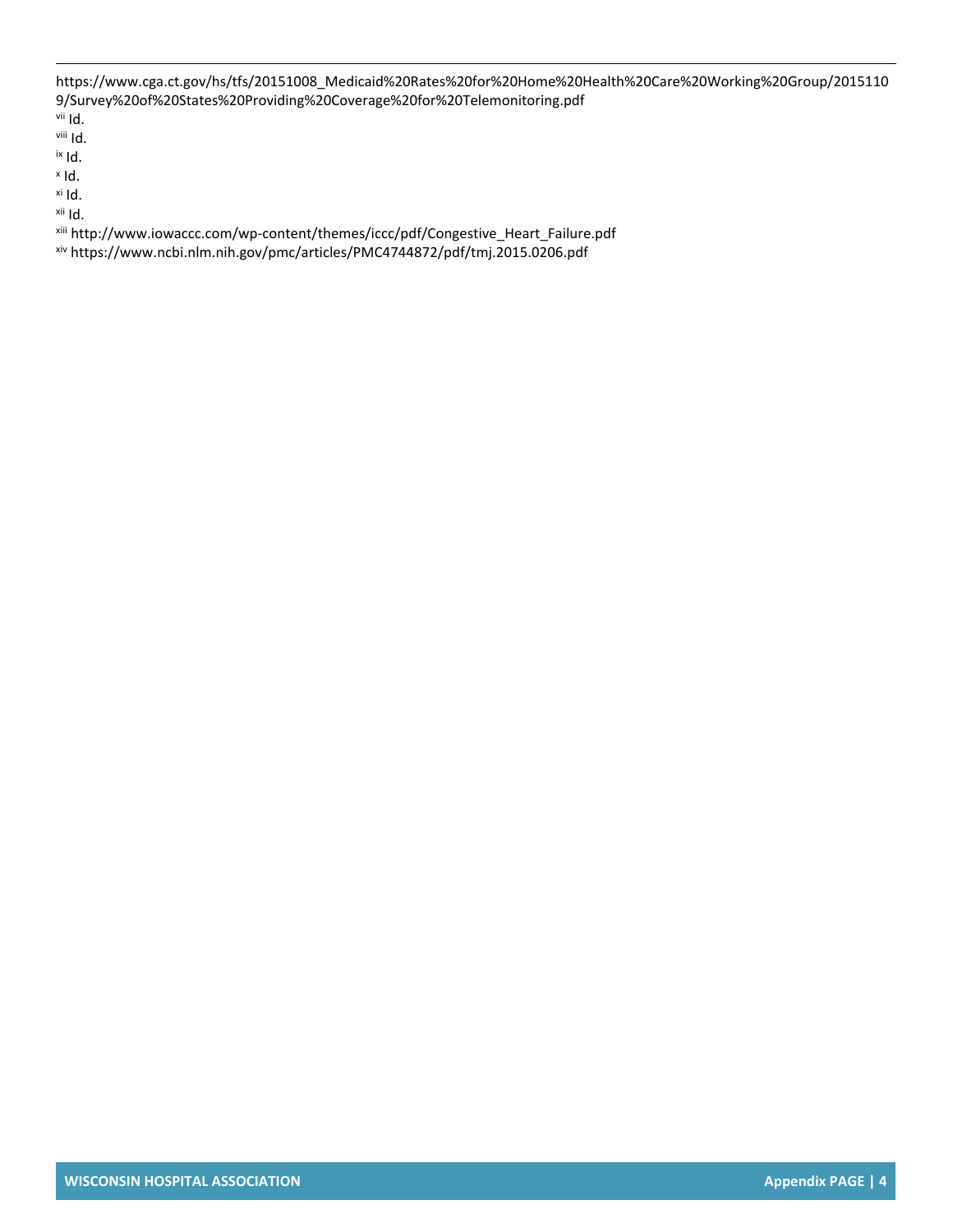https://www.cga.ct.gov/hs/tfs/20151008_Medicaid%20Rates%20for%20Home%20Health%20Care%20Working%20Group/20151109/Survey%20of%20States%20Providing%20Coverage%20for%20Telemonitoring.pdf

[vii] Id.

[viii] Id.

[ix] Id.

[x] Id.

[xi] Id.

[xii] Id.

[xiii] http://www.iowaccc.com/wp-content/themes/iccc/pdf/Congestive_Heart_Failure.pdf

[xiv] https://www.ncbi.nlm.nih.gov/pmc/articles/PMC4744872/pdf/tmj.2015.0206.pdf